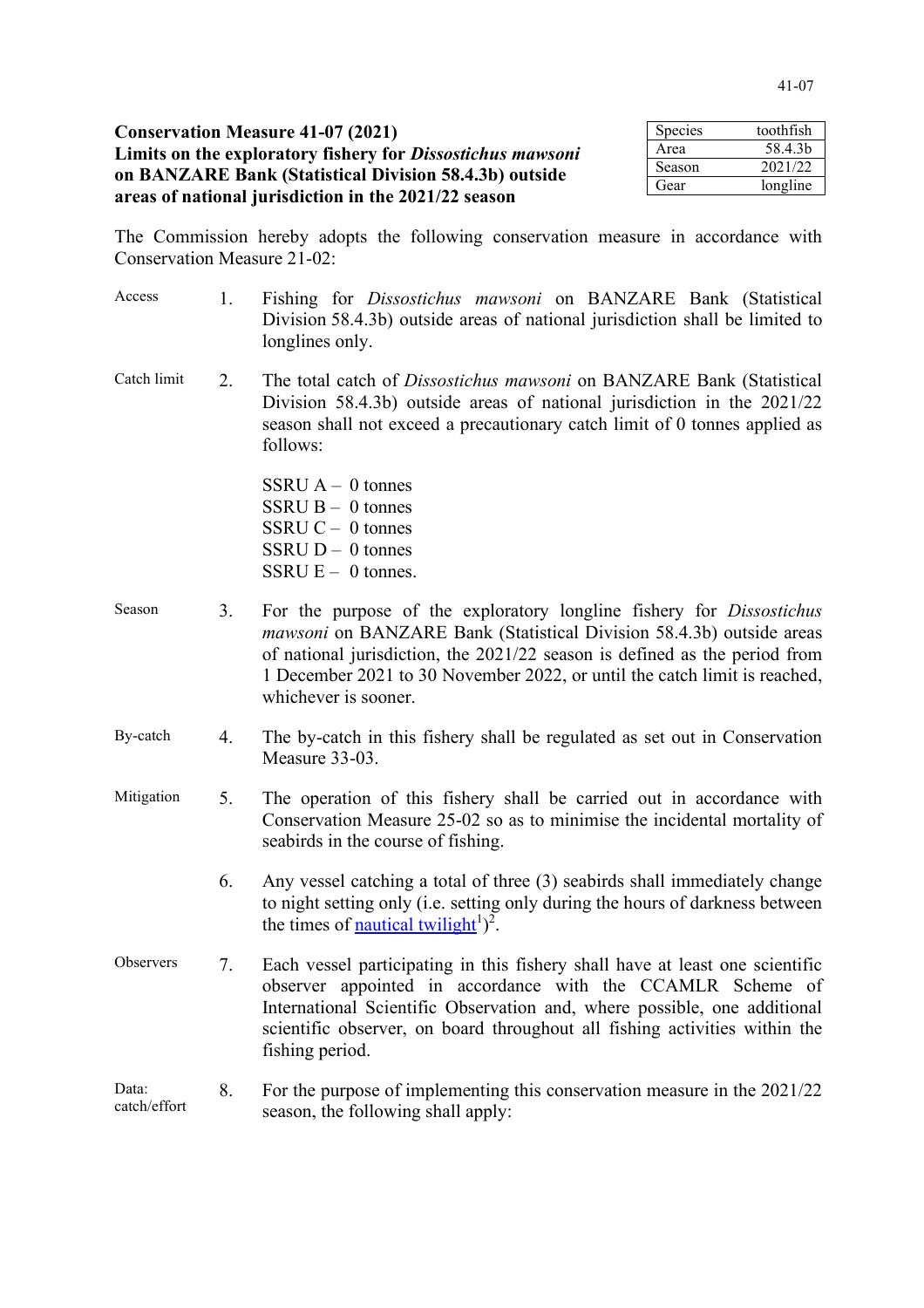**Conservation Measure 41-07 (2021)**
**Limits on the exploratory fishery for *Dissostichus mawsoni* on BANZARE Bank (Statistical Division 58.4.3b) outside areas of national jurisdiction in the 2021/22 season**

| Species | toothfish |
|---|---|
| Area | 58.4.3b |
| Season | 2021/22 |
| Gear | longline |

The Commission hereby adopts the following conservation measure in accordance with Conservation Measure 21-02:

Access

1. Fishing for *Dissostichus mawsoni* on BANZARE Bank (Statistical Division 58.4.3b) outside areas of national jurisdiction shall be limited to longlines only.

Catch limit

2. The total catch of *Dissostichus mawsoni* on BANZARE Bank (Statistical Division 58.4.3b) outside areas of national jurisdiction in the 2021/22 season shall not exceed a precautionary catch limit of 0 tonnes applied as follows:

   SSRU A – 0 tonnes
   SSRU B – 0 tonnes
   SSRU C – 0 tonnes
   SSRU D – 0 tonnes
   SSRU E – 0 tonnes.

Season

3. For the purpose of the exploratory longline fishery for *Dissostichus mawsoni* on BANZARE Bank (Statistical Division 58.4.3b) outside areas of national jurisdiction, the 2021/22 season is defined as the period from 1 December 2021 to 30 November 2022, or until the catch limit is reached, whichever is sooner.

By-catch

4. The by-catch in this fishery shall be regulated as set out in Conservation Measure 33-03.

Mitigation

5. The operation of this fishery shall be carried out in accordance with Conservation Measure 25-02 so as to minimise the incidental mortality of seabirds in the course of fishing.

6. Any vessel catching a total of three (3) seabirds shall immediately change to night setting only (i.e. setting only during the hours of darkness between the times of nautical twilight[1])[2].

Observers

7. Each vessel participating in this fishery shall have at least one scientific observer appointed in accordance with the CCAMLR Scheme of International Scientific Observation and, where possible, one additional scientific observer, on board throughout all fishing activities within the fishing period.

Data: catch/effort

8. For the purpose of implementing this conservation measure in the 2021/22 season, the following shall apply: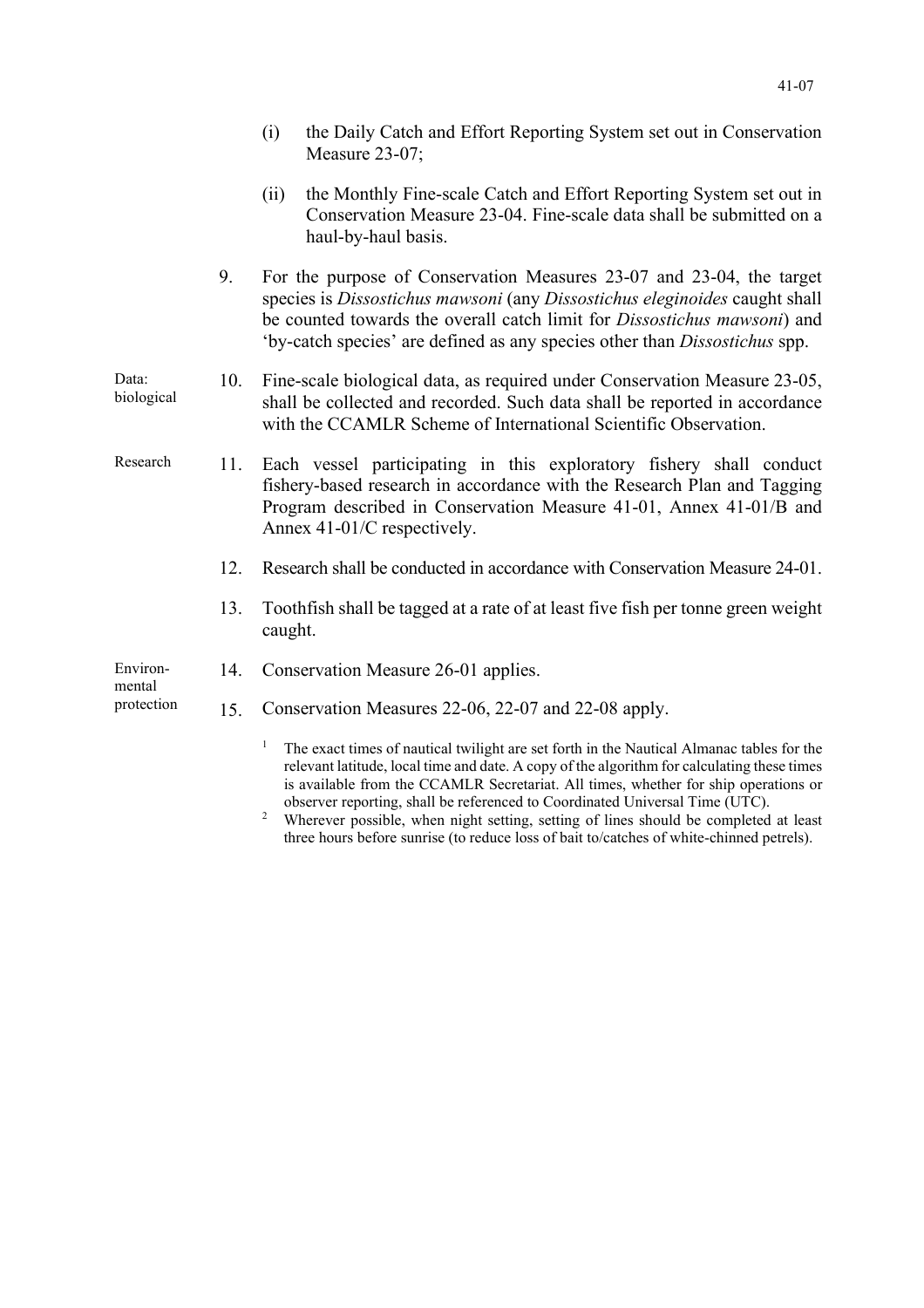(i) the Daily Catch and Effort Reporting System set out in Conservation Measure 23-07;

(ii) the Monthly Fine-scale Catch and Effort Reporting System set out in Conservation Measure 23-04. Fine-scale data shall be submitted on a haul-by-haul basis.

9. For the purpose of Conservation Measures 23-07 and 23-04, the target species is *Dissostichus mawsoni* (any *Dissostichus eleginoides* caught shall be counted towards the overall catch limit for *Dissostichus mawsoni*) and 'by-catch species' are defined as any species other than *Dissostichus* spp.

Data: biological

10. Fine-scale biological data, as required under Conservation Measure 23-05, shall be collected and recorded. Such data shall be reported in accordance with the CCAMLR Scheme of International Scientific Observation.

Research

11. Each vessel participating in this exploratory fishery shall conduct fishery-based research in accordance with the Research Plan and Tagging Program described in Conservation Measure 41-01, Annex 41-01/B and Annex 41-01/C respectively.

12. Research shall be conducted in accordance with Conservation Measure 24-01.

13. Toothfish shall be tagged at a rate of at least five fish per tonne green weight caught.

Environmental protection

14. Conservation Measure 26-01 applies.

15. Conservation Measures 22-06, 22-07 and 22-08 apply.

[1] The exact times of nautical twilight are set forth in the Nautical Almanac tables for the relevant latitude, local time and date. A copy of the algorithm for calculating these times is available from the CCAMLR Secretariat. All times, whether for ship operations or observer reporting, shall be referenced to Coordinated Universal Time (UTC).

[2] Wherever possible, when night setting, setting of lines should be completed at least three hours before sunrise (to reduce loss of bait to/catches of white-chinned petrels).